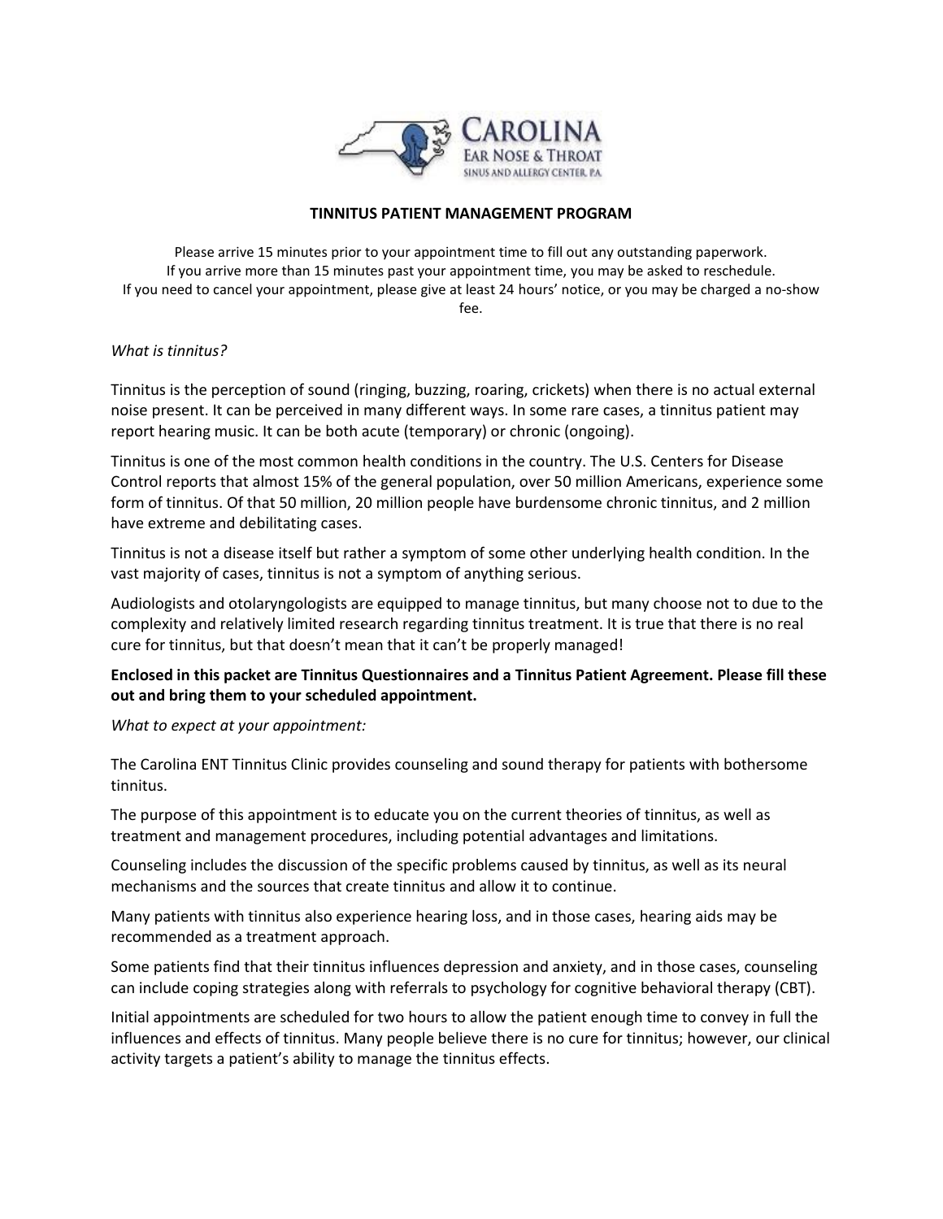# TINNITUS PATIENT MANAGEMENT PROGRAM

Please arrive 15 minutes prior to your appointment time to fill out any outstanding paperwork.
If you arrive more than 15 minutes past your appointment time, you may be asked to reschedule.
If you need to cancel your appointment, please give at least 24 hours' notice, or you may be charged a no-show fee.

*What is tinnitus?*

Tinnitus is the perception of sound (ringing, buzzing, roaring, crickets) when there is no actual external noise present. It can be perceived in many different ways. In some rare cases, a tinnitus patient may report hearing music. It can be both acute (temporary) or chronic (ongoing).

Tinnitus is one of the most common health conditions in the country. The U.S. Centers for Disease Control reports that almost 15% of the general population, over 50 million Americans, experience some form of tinnitus. Of that 50 million, 20 million people have burdensome chronic tinnitus, and 2 million have extreme and debilitating cases.

Tinnitus is not a disease itself but rather a symptom of some other underlying health condition. In the vast majority of cases, tinnitus is not a symptom of anything serious.

Audiologists and otolaryngologists are equipped to manage tinnitus, but many choose not to due to the complexity and relatively limited research regarding tinnitus treatment. It is true that there is no real cure for tinnitus, but that doesn't mean that it can't be properly managed!

**Enclosed in this packet are Tinnitus Questionnaires and a Tinnitus Patient Agreement. Please fill these out and bring them to your scheduled appointment.**

*What to expect at your appointment:*

The Carolina ENT Tinnitus Clinic provides counseling and sound therapy for patients with bothersome tinnitus.

The purpose of this appointment is to educate you on the current theories of tinnitus, as well as treatment and management procedures, including potential advantages and limitations.

Counseling includes the discussion of the specific problems caused by tinnitus, as well as its neural mechanisms and the sources that create tinnitus and allow it to continue.

Many patients with tinnitus also experience hearing loss, and in those cases, hearing aids may be recommended as a treatment approach.

Some patients find that their tinnitus influences depression and anxiety, and in those cases, counseling can include coping strategies along with referrals to psychology for cognitive behavioral therapy (CBT).

Initial appointments are scheduled for two hours to allow the patient enough time to convey in full the influences and effects of tinnitus. Many people believe there is no cure for tinnitus; however, our clinical activity targets a patient's ability to manage the tinnitus effects.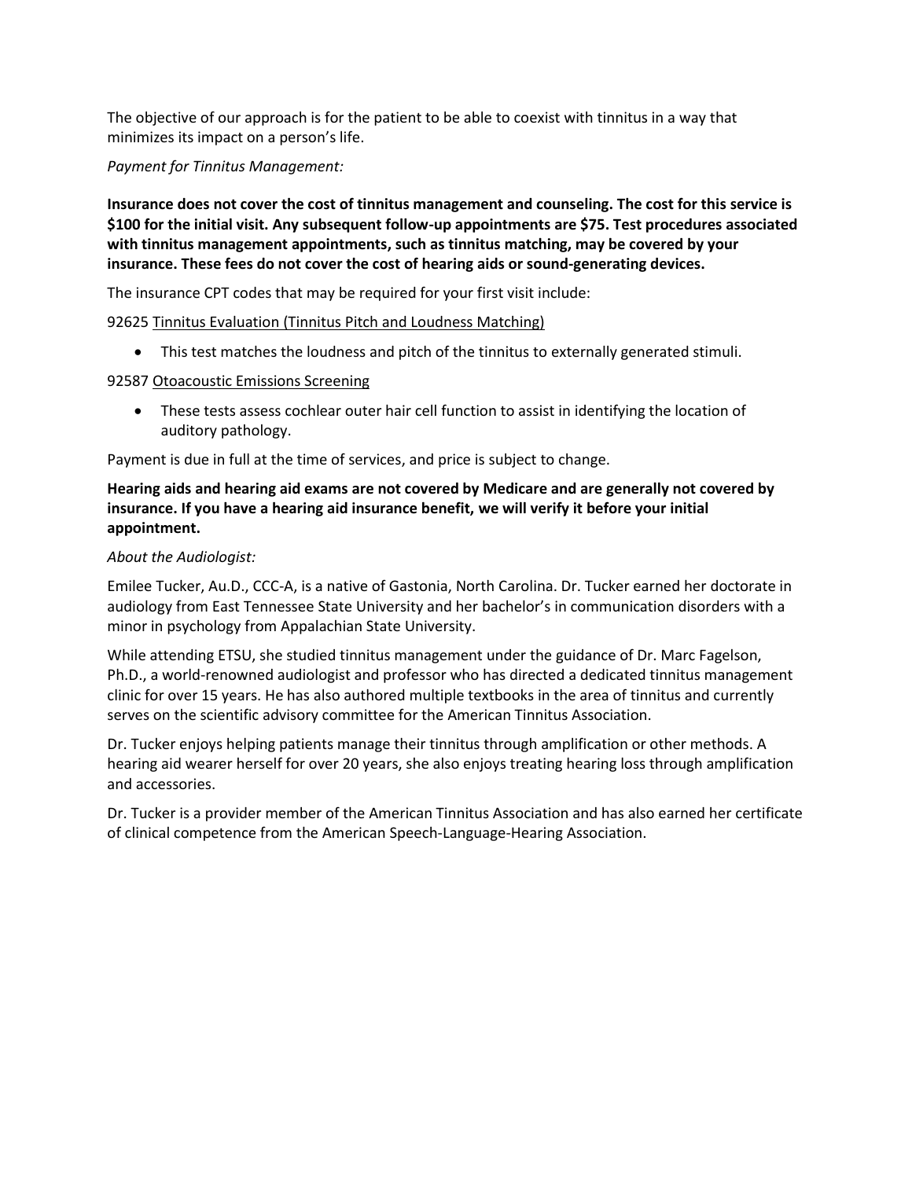The objective of our approach is for the patient to be able to coexist with tinnitus in a way that minimizes its impact on a person's life.

*Payment for Tinnitus Management:*

**Insurance does not cover the cost of tinnitus management and counseling. The cost for this service is $100 for the initial visit. Any subsequent follow-up appointments are $75. Test procedures associated with tinnitus management appointments, such as tinnitus matching, may be covered by your insurance. These fees do not cover the cost of hearing aids or sound-generating devices.**

The insurance CPT codes that may be required for your first visit include:

92625 <u>Tinnitus Evaluation (Tinnitus Pitch and Loudness Matching)</u>

- This test matches the loudness and pitch of the tinnitus to externally generated stimuli.

92587 <u>Otoacoustic Emissions Screening</u>

- These tests assess cochlear outer hair cell function to assist in identifying the location of auditory pathology.

Payment is due in full at the time of services, and price is subject to change.

**Hearing aids and hearing aid exams are not covered by Medicare and are generally not covered by insurance. If you have a hearing aid insurance benefit, we will verify it before your initial appointment.**

*About the Audiologist:*

Emilee Tucker, Au.D., CCC-A, is a native of Gastonia, North Carolina. Dr. Tucker earned her doctorate in audiology from East Tennessee State University and her bachelor's in communication disorders with a minor in psychology from Appalachian State University.

While attending ETSU, she studied tinnitus management under the guidance of Dr. Marc Fagelson, Ph.D., a world-renowned audiologist and professor who has directed a dedicated tinnitus management clinic for over 15 years. He has also authored multiple textbooks in the area of tinnitus and currently serves on the scientific advisory committee for the American Tinnitus Association.

Dr. Tucker enjoys helping patients manage their tinnitus through amplification or other methods. A hearing aid wearer herself for over 20 years, she also enjoys treating hearing loss through amplification and accessories.

Dr. Tucker is a provider member of the American Tinnitus Association and has also earned her certificate of clinical competence from the American Speech-Language-Hearing Association.